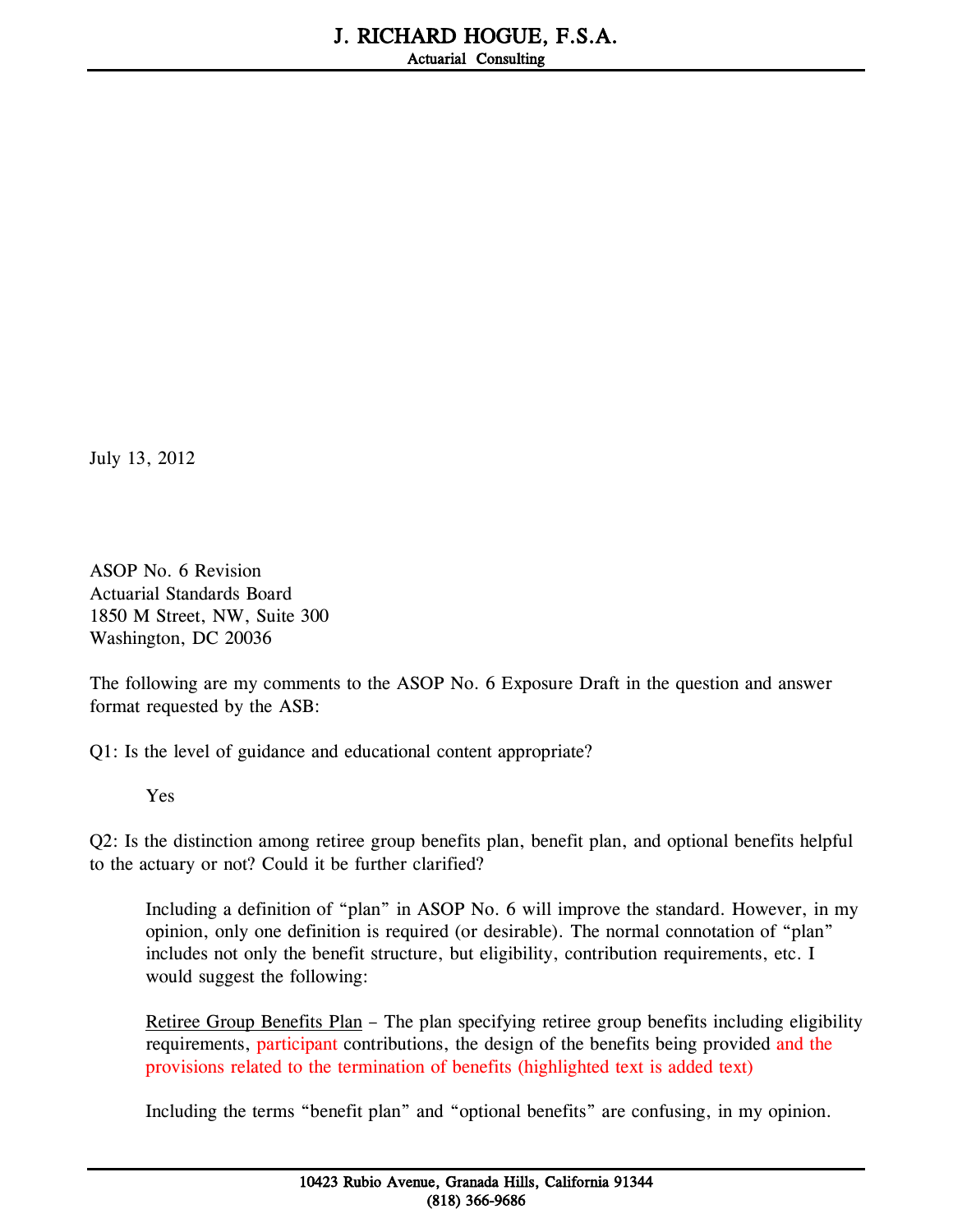# J. RICHARD HOGUE, F.S.A.

Actuarial Consulting

July 13, 2012

ASOP No. 6 Revision
Actuarial Standards Board
1850 M Street, NW, Suite 300
Washington, DC 20036

The following are my comments to the ASOP No. 6 Exposure Draft in the question and answer format requested by the ASB:

Q1: Is the level of guidance and educational content appropriate?

> Yes

Q2: Is the distinction among retiree group benefits plan, benefit plan, and optional benefits helpful to the actuary or not? Could it be further clarified?

> Including a definition of "plan" in ASOP No. 6 will improve the standard. However, in my opinion, only one definition is required (or desirable). The normal connotation of "plan" includes not only the benefit structure, but eligibility, contribution requirements, etc. I would suggest the following:
>
> Retiree Group Benefits Plan – The plan specifying retiree group benefits including eligibility requirements, participant contributions, the design of the benefits being provided and the provisions related to the termination of benefits (highlighted text is added text)
>
> Including the terms "benefit plan" and "optional benefits" are confusing, in my opinion.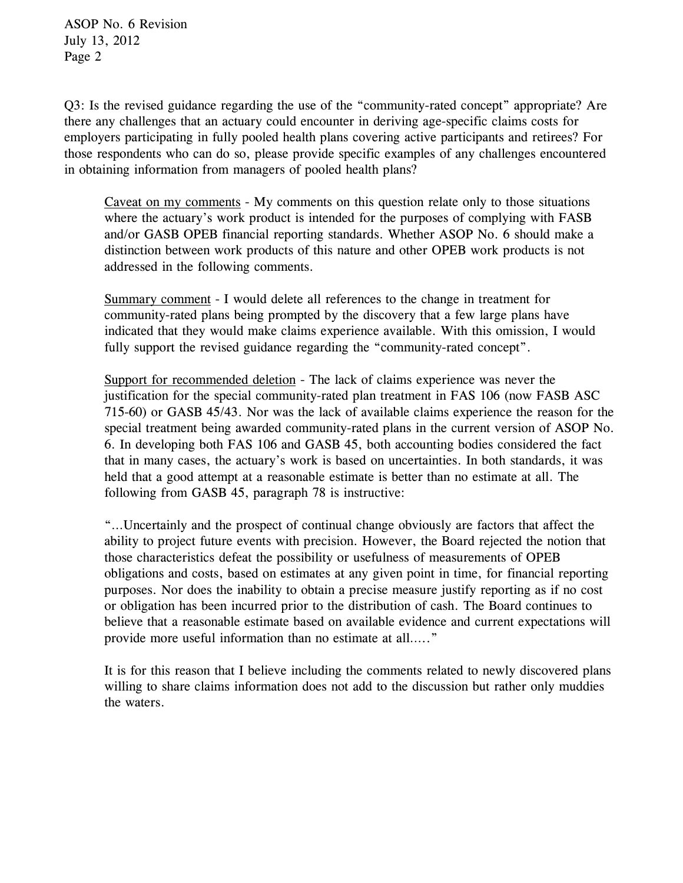Q3: Is the revised guidance regarding the use of the "community-rated concept" appropriate? Are there any challenges that an actuary could encounter in deriving age-specific claims costs for employers participating in fully pooled health plans covering active participants and retirees? For those respondents who can do so, please provide specific examples of any challenges encountered in obtaining information from managers of pooled health plans?

<u>Caveat on my comments</u> - My comments on this question relate only to those situations where the actuary's work product is intended for the purposes of complying with FASB and/or GASB OPEB financial reporting standards. Whether ASOP No. 6 should make a distinction between work products of this nature and other OPEB work products is not addressed in the following comments.

<u>Summary comment</u> - I would delete all references to the change in treatment for community-rated plans being prompted by the discovery that a few large plans have indicated that they would make claims experience available. With this omission, I would fully support the revised guidance regarding the "community-rated concept".

<u>Support for recommended deletion</u> - The lack of claims experience was never the justification for the special community-rated plan treatment in FAS 106 (now FASB ASC 715-60) or GASB 45/43. Nor was the lack of available claims experience the reason for the special treatment being awarded community-rated plans in the current version of ASOP No. 6. In developing both FAS 106 and GASB 45, both accounting bodies considered the fact that in many cases, the actuary's work is based on uncertainties. In both standards, it was held that a good attempt at a reasonable estimate is better than no estimate at all. The following from GASB 45, paragraph 78 is instructive:

"…Uncertainly and the prospect of continual change obviously are factors that affect the ability to project future events with precision. However, the Board rejected the notion that those characteristics defeat the possibility or usefulness of measurements of OPEB obligations and costs, based on estimates at any given point in time, for financial reporting purposes. Nor does the inability to obtain a precise measure justify reporting as if no cost or obligation has been incurred prior to the distribution of cash. The Board continues to believe that a reasonable estimate based on available evidence and current expectations will provide more useful information than no estimate at all.…."

It is for this reason that I believe including the comments related to newly discovered plans willing to share claims information does not add to the discussion but rather only muddies the waters.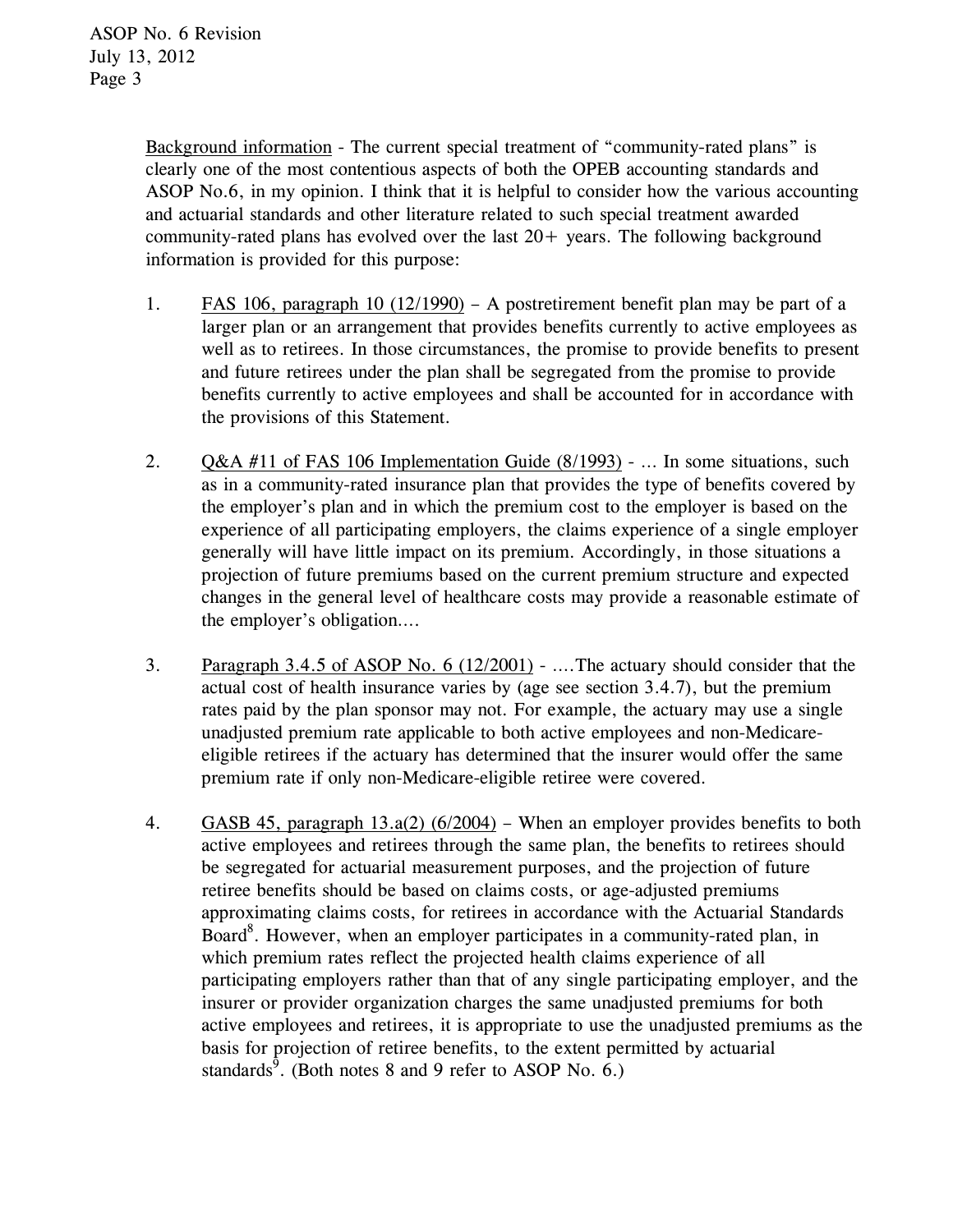Background information - The current special treatment of "community-rated plans" is clearly one of the most contentious aspects of both the OPEB accounting standards and ASOP No.6, in my opinion. I think that it is helpful to consider how the various accounting and actuarial standards and other literature related to such special treatment awarded community-rated plans has evolved over the last 20+ years. The following background information is provided for this purpose:

1. FAS 106, paragraph 10 (12/1990) – A postretirement benefit plan may be part of a larger plan or an arrangement that provides benefits currently to active employees as well as to retirees. In those circumstances, the promise to provide benefits to present and future retirees under the plan shall be segregated from the promise to provide benefits currently to active employees and shall be accounted for in accordance with the provisions of this Statement.

2. Q&A #11 of FAS 106 Implementation Guide (8/1993) - … In some situations, such as in a community-rated insurance plan that provides the type of benefits covered by the employer's plan and in which the premium cost to the employer is based on the experience of all participating employers, the claims experience of a single employer generally will have little impact on its premium. Accordingly, in those situations a projection of future premiums based on the current premium structure and expected changes in the general level of healthcare costs may provide a reasonable estimate of the employer's obligation….

3. Paragraph 3.4.5 of ASOP No. 6 (12/2001) - ….The actuary should consider that the actual cost of health insurance varies by (age see section 3.4.7), but the premium rates paid by the plan sponsor may not. For example, the actuary may use a single unadjusted premium rate applicable to both active employees and non-Medicare-eligible retirees if the actuary has determined that the insurer would offer the same premium rate if only non-Medicare-eligible retiree were covered.

4. GASB 45, paragraph 13.a(2) (6/2004) – When an employer provides benefits to both active employees and retirees through the same plan, the benefits to retirees should be segregated for actuarial measurement purposes, and the projection of future retiree benefits should be based on claims costs, or age-adjusted premiums approximating claims costs, for retirees in accordance with the Actuarial Standards Board[8]. However, when an employer participates in a community-rated plan, in which premium rates reflect the projected health claims experience of all participating employers rather than that of any single participating employer, and the insurer or provider organization charges the same unadjusted premiums for both active employees and retirees, it is appropriate to use the unadjusted premiums as the basis for projection of retiree benefits, to the extent permitted by actuarial standards[9]. (Both notes 8 and 9 refer to ASOP No. 6.)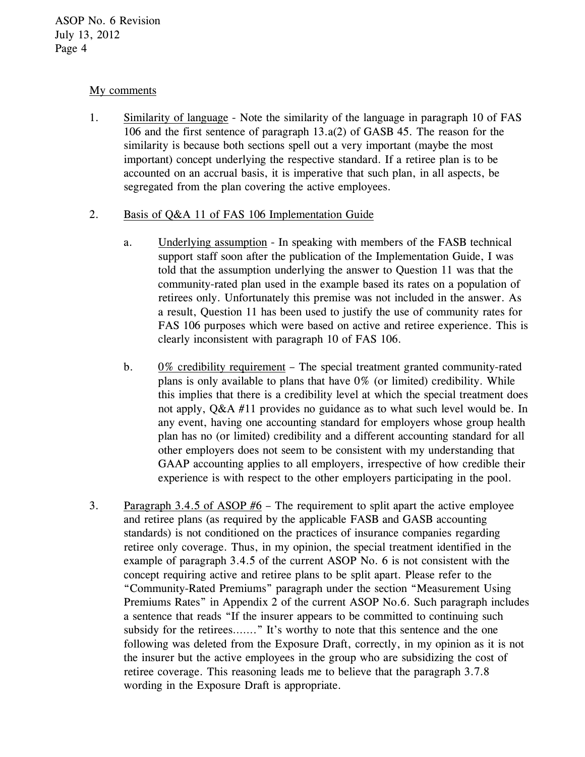<u>My comments</u>

1. <u>Similarity of language</u> - Note the similarity of the language in paragraph 10 of FAS 106 and the first sentence of paragraph 13.a(2) of GASB 45. The reason for the similarity is because both sections spell out a very important (maybe the most important) concept underlying the respective standard. If a retiree plan is to be accounted on an accrual basis, it is imperative that such plan, in all aspects, be segregated from the plan covering the active employees.

2. <u>Basis of Q&A 11 of FAS 106 Implementation Guide</u>

   a. <u>Underlying assumption</u> - In speaking with members of the FASB technical support staff soon after the publication of the Implementation Guide, I was told that the assumption underlying the answer to Question 11 was that the community-rated plan used in the example based its rates on a population of retirees only. Unfortunately this premise was not included in the answer. As a result, Question 11 has been used to justify the use of community rates for FAS 106 purposes which were based on active and retiree experience. This is clearly inconsistent with paragraph 10 of FAS 106.

   b. <u>0% credibility requirement</u> – The special treatment granted community-rated plans is only available to plans that have 0% (or limited) credibility. While this implies that there is a credibility level at which the special treatment does not apply, Q&A #11 provides no guidance as to what such level would be. In any event, having one accounting standard for employers whose group health plan has no (or limited) credibility and a different accounting standard for all other employers does not seem to be consistent with my understanding that GAAP accounting applies to all employers, irrespective of how credible their experience is with respect to the other employers participating in the pool.

3. <u>Paragraph 3.4.5 of ASOP #6</u> – The requirement to split apart the active employee and retiree plans (as required by the applicable FASB and GASB accounting standards) is not conditioned on the practices of insurance companies regarding retiree only coverage. Thus, in my opinion, the special treatment identified in the example of paragraph 3.4.5 of the current ASOP No. 6 is not consistent with the concept requiring active and retiree plans to be split apart. Please refer to the "Community-Rated Premiums" paragraph under the section "Measurement Using Premiums Rates" in Appendix 2 of the current ASOP No.6. Such paragraph includes a sentence that reads "If the insurer appears to be committed to continuing such subsidy for the retirees……." It's worthy to note that this sentence and the one following was deleted from the Exposure Draft, correctly, in my opinion as it is not the insurer but the active employees in the group who are subsidizing the cost of retiree coverage. This reasoning leads me to believe that the paragraph 3.7.8 wording in the Exposure Draft is appropriate.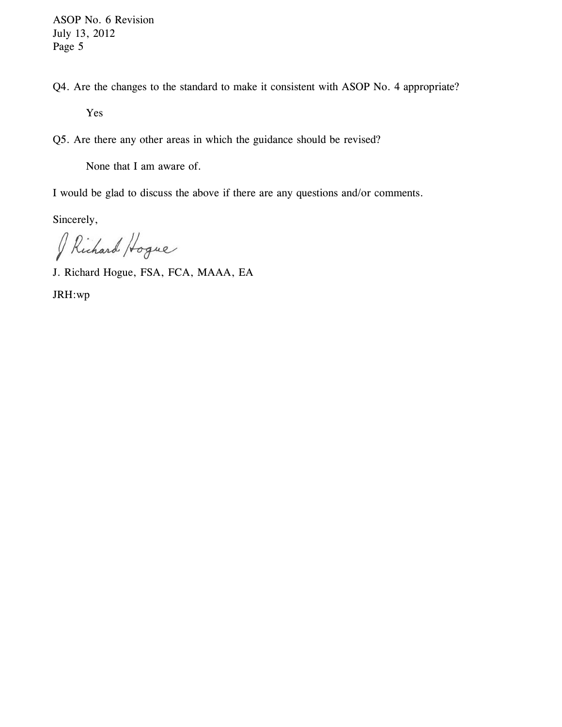Q4. Are the changes to the standard to make it consistent with ASOP No. 4 appropriate?

Yes

Q5. Are there any other areas in which the guidance should be revised?

None that I am aware of.

I would be glad to discuss the above if there are any questions and/or comments.

Sincerely,

J Richard Hogue

J. Richard Hogue, FSA, FCA, MAAA, EA

JRH:wp